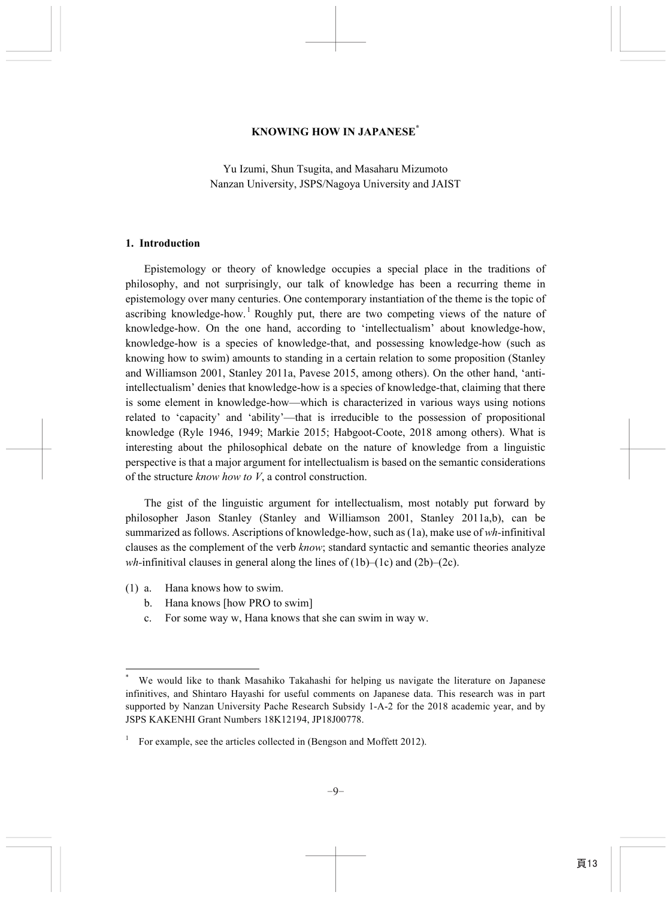# KNOWING HOW IN JAPANESE[*]

Yu Izumi, Shun Tsugita, and Masaharu Mizumoto
Nanzan University, JSPS/Nagoya University and JAIST

## 1. Introduction

Epistemology or theory of knowledge occupies a special place in the traditions of philosophy, and not surprisingly, our talk of knowledge has been a recurring theme in epistemology over many centuries. One contemporary instantiation of the theme is the topic of ascribing knowledge-how.[1] Roughly put, there are two competing views of the nature of knowledge-how. On the one hand, according to 'intellectualism' about knowledge-how, knowledge-how is a species of knowledge-that, and possessing knowledge-how (such as knowing how to swim) amounts to standing in a certain relation to some proposition (Stanley and Williamson 2001, Stanley 2011a, Pavese 2015, among others). On the other hand, 'anti-intellectualism' denies that knowledge-how is a species of knowledge-that, claiming that there is some element in knowledge-how—which is characterized in various ways using notions related to 'capacity' and 'ability'—that is irreducible to the possession of propositional knowledge (Ryle 1946, 1949; Markie 2015; Habgoot-Coote, 2018 among others). What is interesting about the philosophical debate on the nature of knowledge from a linguistic perspective is that a major argument for intellectualism is based on the semantic considerations of the structure *know how to V*, a control construction.

The gist of the linguistic argument for intellectualism, most notably put forward by philosopher Jason Stanley (Stanley and Williamson 2001, Stanley 2011a,b), can be summarized as follows. Ascriptions of knowledge-how, such as (1a), make use of *wh*-infinitival clauses as the complement of the verb *know*; standard syntactic and semantic theories analyze *wh*-infinitival clauses in general along the lines of (1b)–(1c) and (2b)–(2c).

(1) a. Hana knows how to swim.
 b. Hana knows [how PRO to swim]
 c. For some way w, Hana knows that she can swim in way w.

---

[*] We would like to thank Masahiko Takahashi for helping us navigate the literature on Japanese infinitives, and Shintaro Hayashi for useful comments on Japanese data. This research was in part supported by Nanzan University Pache Research Subsidy 1-A-2 for the 2018 academic year, and by JSPS KAKENHI Grant Numbers 18K12194, JP18J00778.

[1] For example, see the articles collected in (Bengson and Moffett 2012).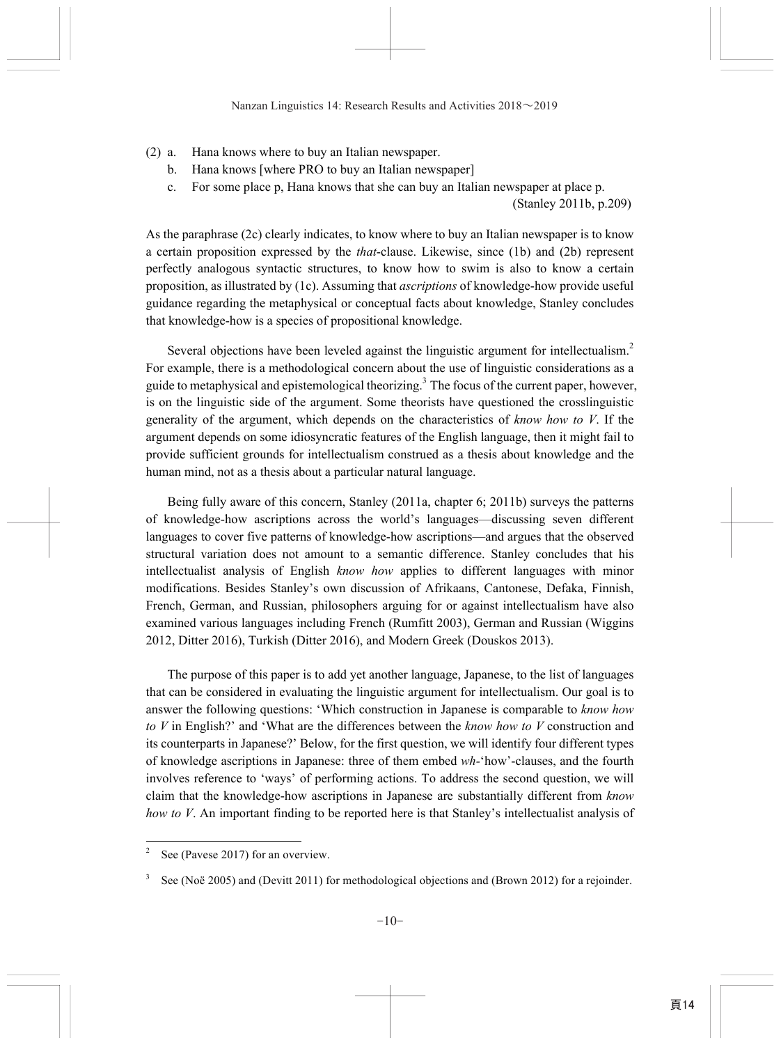(2) a. Hana knows where to buy an Italian newspaper.

b. Hana knows [where PRO to buy an Italian newspaper]

c. For some place p, Hana knows that she can buy an Italian newspaper at place p.

(Stanley 2011b, p.209)

As the paraphrase (2c) clearly indicates, to know where to buy an Italian newspaper is to know a certain proposition expressed by the *that*-clause. Likewise, since (1b) and (2b) represent perfectly analogous syntactic structures, to know how to swim is also to know a certain proposition, as illustrated by (1c). Assuming that *ascriptions* of knowledge-how provide useful guidance regarding the metaphysical or conceptual facts about knowledge, Stanley concludes that knowledge-how is a species of propositional knowledge.

Several objections have been leveled against the linguistic argument for intellectualism.[2] For example, there is a methodological concern about the use of linguistic considerations as a guide to metaphysical and epistemological theorizing.[3] The focus of the current paper, however, is on the linguistic side of the argument. Some theorists have questioned the crosslinguistic generality of the argument, which depends on the characteristics of *know how to V*. If the argument depends on some idiosyncratic features of the English language, then it might fail to provide sufficient grounds for intellectualism construed as a thesis about knowledge and the human mind, not as a thesis about a particular natural language.

Being fully aware of this concern, Stanley (2011a, chapter 6; 2011b) surveys the patterns of knowledge-how ascriptions across the world's languages—discussing seven different languages to cover five patterns of knowledge-how ascriptions—and argues that the observed structural variation does not amount to a semantic difference. Stanley concludes that his intellectualist analysis of English *know how* applies to different languages with minor modifications. Besides Stanley's own discussion of Afrikaans, Cantonese, Defaka, Finnish, French, German, and Russian, philosophers arguing for or against intellectualism have also examined various languages including French (Rumfitt 2003), German and Russian (Wiggins 2012, Ditter 2016), Turkish (Ditter 2016), and Modern Greek (Douskos 2013).

The purpose of this paper is to add yet another language, Japanese, to the list of languages that can be considered in evaluating the linguistic argument for intellectualism. Our goal is to answer the following questions: 'Which construction in Japanese is comparable to *know how to V* in English?' and 'What are the differences between the *know how to V* construction and its counterparts in Japanese?' Below, for the first question, we will identify four different types of knowledge ascriptions in Japanese: three of them embed *wh*-'how'-clauses, and the fourth involves reference to 'ways' of performing actions. To address the second question, we will claim that the knowledge-how ascriptions in Japanese are substantially different from *know how to V*. An important finding to be reported here is that Stanley's intellectualist analysis of

---

[2] See (Pavese 2017) for an overview.

[3] See (Noë 2005) and (Devitt 2011) for methodological objections and (Brown 2012) for a rejoinder.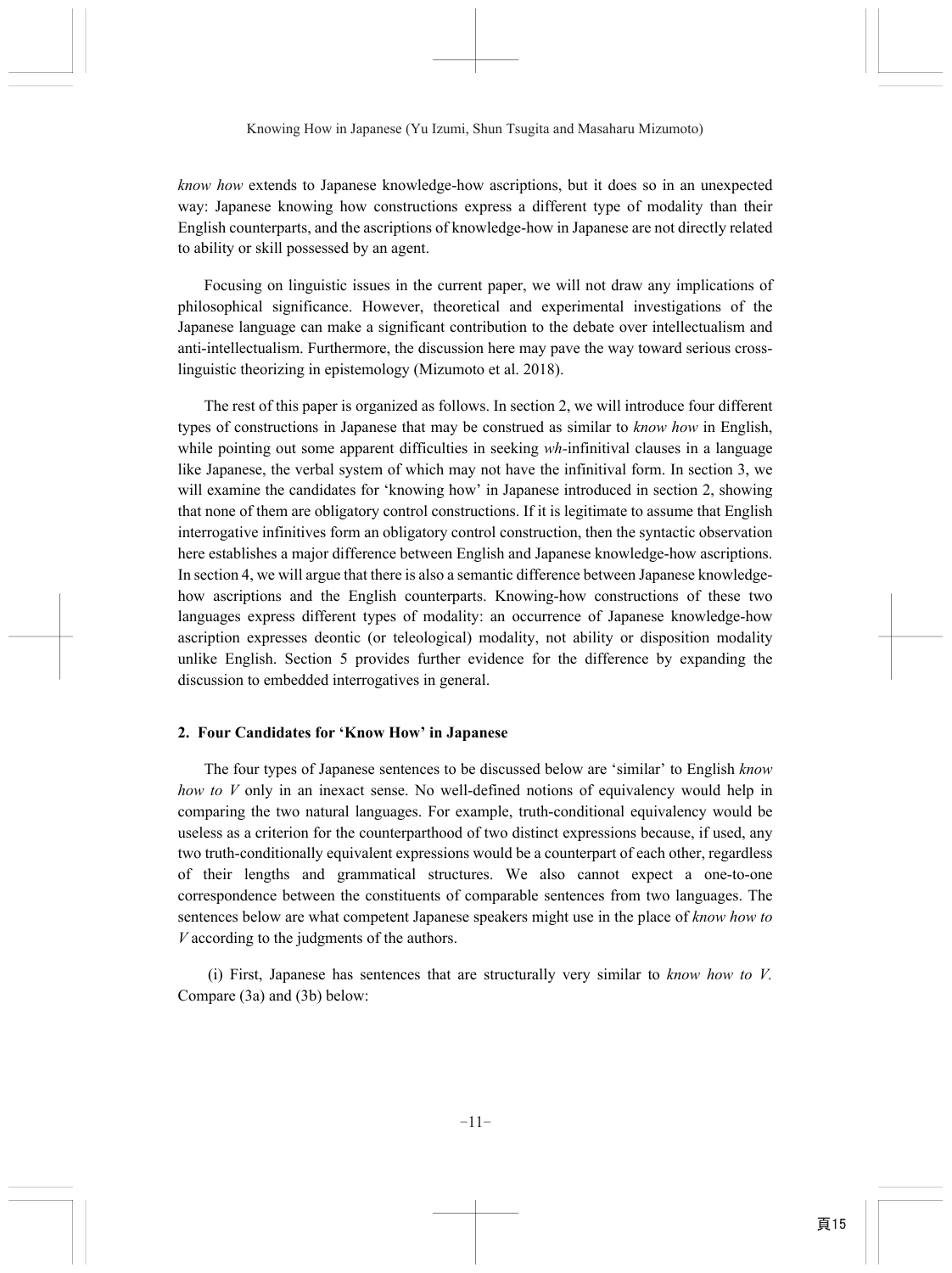*know how* extends to Japanese knowledge-how ascriptions, but it does so in an unexpected way: Japanese knowing how constructions express a different type of modality than their English counterparts, and the ascriptions of knowledge-how in Japanese are not directly related to ability or skill possessed by an agent.

Focusing on linguistic issues in the current paper, we will not draw any implications of philosophical significance. However, theoretical and experimental investigations of the Japanese language can make a significant contribution to the debate over intellectualism and anti-intellectualism. Furthermore, the discussion here may pave the way toward serious cross-linguistic theorizing in epistemology (Mizumoto et al. 2018).

The rest of this paper is organized as follows. In section 2, we will introduce four different types of constructions in Japanese that may be construed as similar to *know how* in English, while pointing out some apparent difficulties in seeking *wh*-infinitival clauses in a language like Japanese, the verbal system of which may not have the infinitival form. In section 3, we will examine the candidates for 'knowing how' in Japanese introduced in section 2, showing that none of them are obligatory control constructions. If it is legitimate to assume that English interrogative infinitives form an obligatory control construction, then the syntactic observation here establishes a major difference between English and Japanese knowledge-how ascriptions. In section 4, we will argue that there is also a semantic difference between Japanese knowledge-how ascriptions and the English counterparts. Knowing-how constructions of these two languages express different types of modality: an occurrence of Japanese knowledge-how ascription expresses deontic (or teleological) modality, not ability or disposition modality unlike English. Section 5 provides further evidence for the difference by expanding the discussion to embedded interrogatives in general.

## 2. Four Candidates for 'Know How' in Japanese

The four types of Japanese sentences to be discussed below are 'similar' to English *know how to V* only in an inexact sense. No well-defined notions of equivalency would help in comparing the two natural languages. For example, truth-conditional equivalency would be useless as a criterion for the counterparthood of two distinct expressions because, if used, any two truth-conditionally equivalent expressions would be a counterpart of each other, regardless of their lengths and grammatical structures. We also cannot expect a one-to-one correspondence between the constituents of comparable sentences from two languages. The sentences below are what competent Japanese speakers might use in the place of *know how to V* according to the judgments of the authors.

(i) First, Japanese has sentences that are structurally very similar to *know how to V.* Compare (3a) and (3b) below: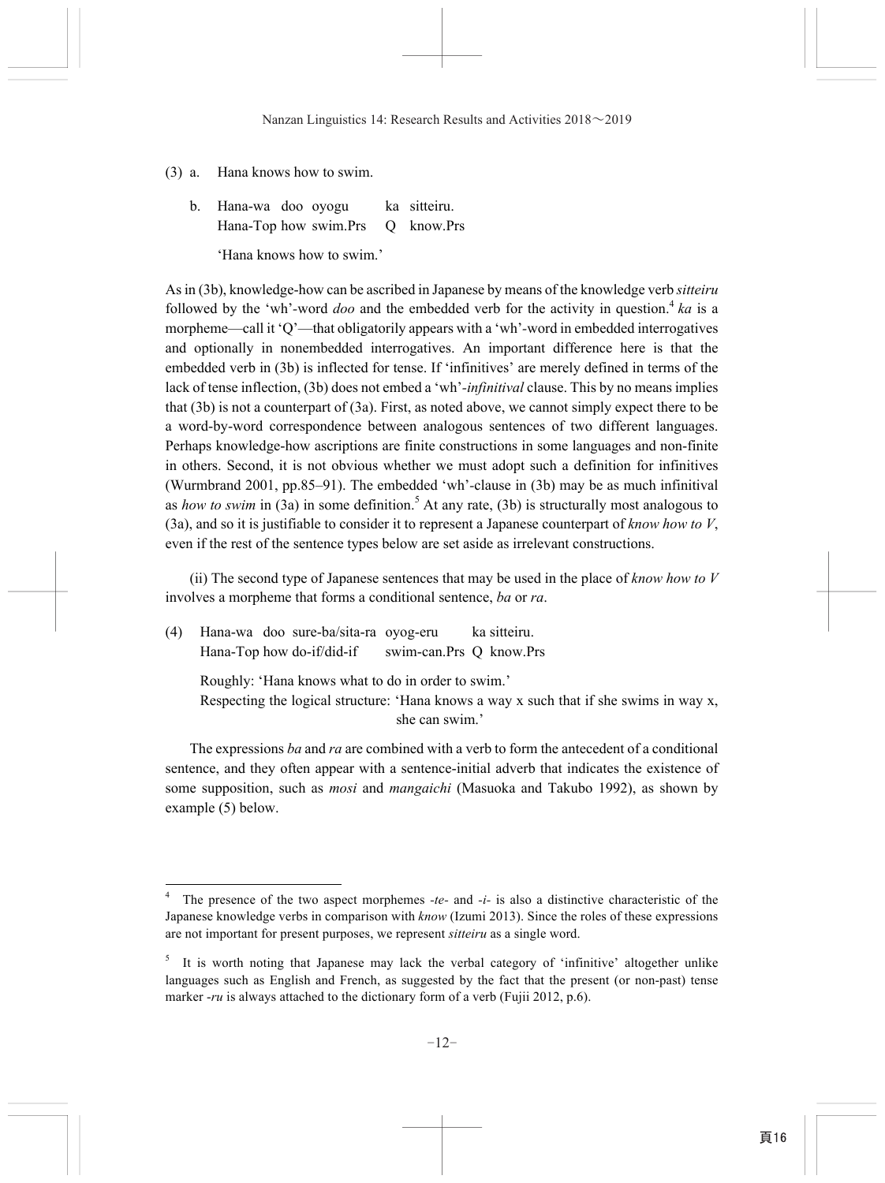(3) a. Hana knows how to swim.

b. Hana-wa doo oyogu ka sitteiru.
   Hana-Top how swim.Prs Q know.Prs

   'Hana knows how to swim.'

As in (3b), knowledge-how can be ascribed in Japanese by means of the knowledge verb *sitteiru* followed by the 'wh'-word *doo* and the embedded verb for the activity in question.[4] *ka* is a morpheme—call it 'Q'—that obligatorily appears with a 'wh'-word in embedded interrogatives and optionally in nonembedded interrogatives. An important difference here is that the embedded verb in (3b) is inflected for tense. If 'infinitives' are merely defined in terms of the lack of tense inflection, (3b) does not embed a 'wh'-*infinitival* clause. This by no means implies that (3b) is not a counterpart of (3a). First, as noted above, we cannot simply expect there to be a word-by-word correspondence between analogous sentences of two different languages. Perhaps knowledge-how ascriptions are finite constructions in some languages and non-finite in others. Second, it is not obvious whether we must adopt such a definition for infinitives (Wurmbrand 2001, pp.85–91). The embedded 'wh'-clause in (3b) may be as much infinitival as *how to swim* in (3a) in some definition.[5] At any rate, (3b) is structurally most analogous to (3a), and so it is justifiable to consider it to represent a Japanese counterpart of *know how to V*, even if the rest of the sentence types below are set aside as irrelevant constructions.

(ii) The second type of Japanese sentences that may be used in the place of *know how to V* involves a morpheme that forms a conditional sentence, *ba* or *ra*.

(4) Hana-wa doo sure-ba/sita-ra oyog-eru ka sitteiru.
    Hana-Top how do-if/did-if swim-can.Prs Q know.Prs

    Roughly: 'Hana knows what to do in order to swim.'
    Respecting the logical structure: 'Hana knows a way x such that if she swims in way x, she can swim.'

The expressions *ba* and *ra* are combined with a verb to form the antecedent of a conditional sentence, and they often appear with a sentence-initial adverb that indicates the existence of some supposition, such as *mosi* and *mangaichi* (Masuoka and Takubo 1992), as shown by example (5) below.

---

[4] The presence of the two aspect morphemes *-te-* and *-i-* is also a distinctive characteristic of the Japanese knowledge verbs in comparison with *know* (Izumi 2013). Since the roles of these expressions are not important for present purposes, we represent *sitteiru* as a single word.

[5] It is worth noting that Japanese may lack the verbal category of 'infinitive' altogether unlike languages such as English and French, as suggested by the fact that the present (or non-past) tense marker *-ru* is always attached to the dictionary form of a verb (Fujii 2012, p.6).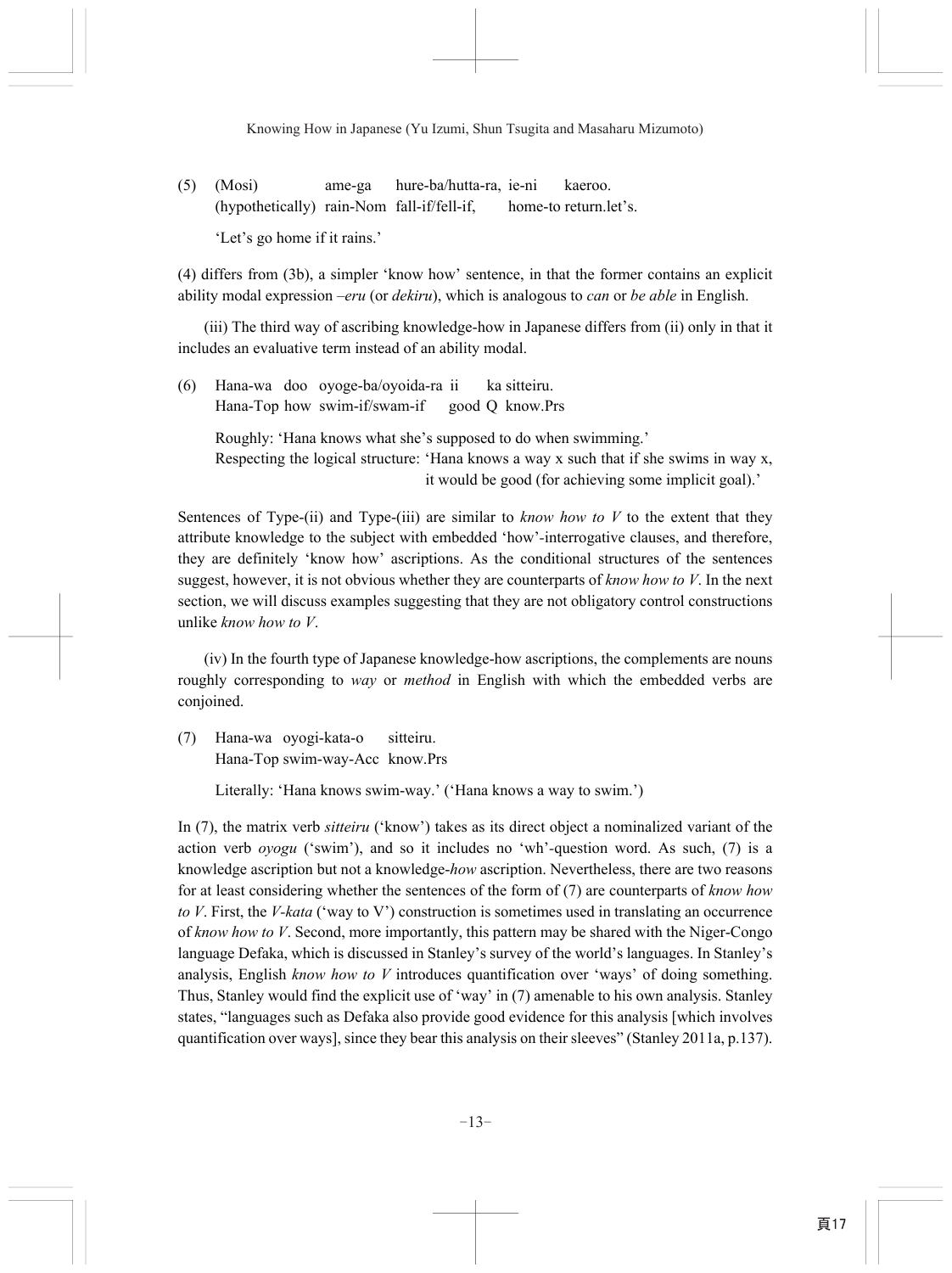(5) (Mosi) ame-ga hure-ba/hutta-ra, ie-ni kaeroo.
(hypothetically) rain-Nom fall-if/fell-if, home-to return.let's.

'Let's go home if it rains.'

(4) differs from (3b), a simpler 'know how' sentence, in that the former contains an explicit ability modal expression –*eru* (or *dekiru*), which is analogous to *can* or *be able* in English.

(iii) The third way of ascribing knowledge-how in Japanese differs from (ii) only in that it includes an evaluative term instead of an ability modal.

(6) Hana-wa doo oyoge-ba/oyoida-ra ii ka sitteiru.
Hana-Top how swim-if/swam-if good Q know.Prs

Roughly: 'Hana knows what she's supposed to do when swimming.'
Respecting the logical structure: 'Hana knows a way x such that if she swims in way x, it would be good (for achieving some implicit goal).'

Sentences of Type-(ii) and Type-(iii) are similar to *know how to V* to the extent that they attribute knowledge to the subject with embedded 'how'-interrogative clauses, and therefore, they are definitely 'know how' ascriptions. As the conditional structures of the sentences suggest, however, it is not obvious whether they are counterparts of *know how to V*. In the next section, we will discuss examples suggesting that they are not obligatory control constructions unlike *know how to V*.

(iv) In the fourth type of Japanese knowledge-how ascriptions, the complements are nouns roughly corresponding to *way* or *method* in English with which the embedded verbs are conjoined.

(7) Hana-wa oyogi-kata-o sitteiru.
Hana-Top swim-way-Acc know.Prs

Literally: 'Hana knows swim-way.' ('Hana knows a way to swim.')

In (7), the matrix verb *sitteiru* ('know') takes as its direct object a nominalized variant of the action verb *oyogu* ('swim'), and so it includes no 'wh'-question word. As such, (7) is a knowledge ascription but not a knowledge-*how* ascription. Nevertheless, there are two reasons for at least considering whether the sentences of the form of (7) are counterparts of *know how to V*. First, the *V-kata* ('way to V') construction is sometimes used in translating an occurrence of *know how to V*. Second, more importantly, this pattern may be shared with the Niger-Congo language Defaka, which is discussed in Stanley's survey of the world's languages. In Stanley's analysis, English *know how to V* introduces quantification over 'ways' of doing something. Thus, Stanley would find the explicit use of 'way' in (7) amenable to his own analysis. Stanley states, "languages such as Defaka also provide good evidence for this analysis [which involves quantification over ways], since they bear this analysis on their sleeves" (Stanley 2011a, p.137).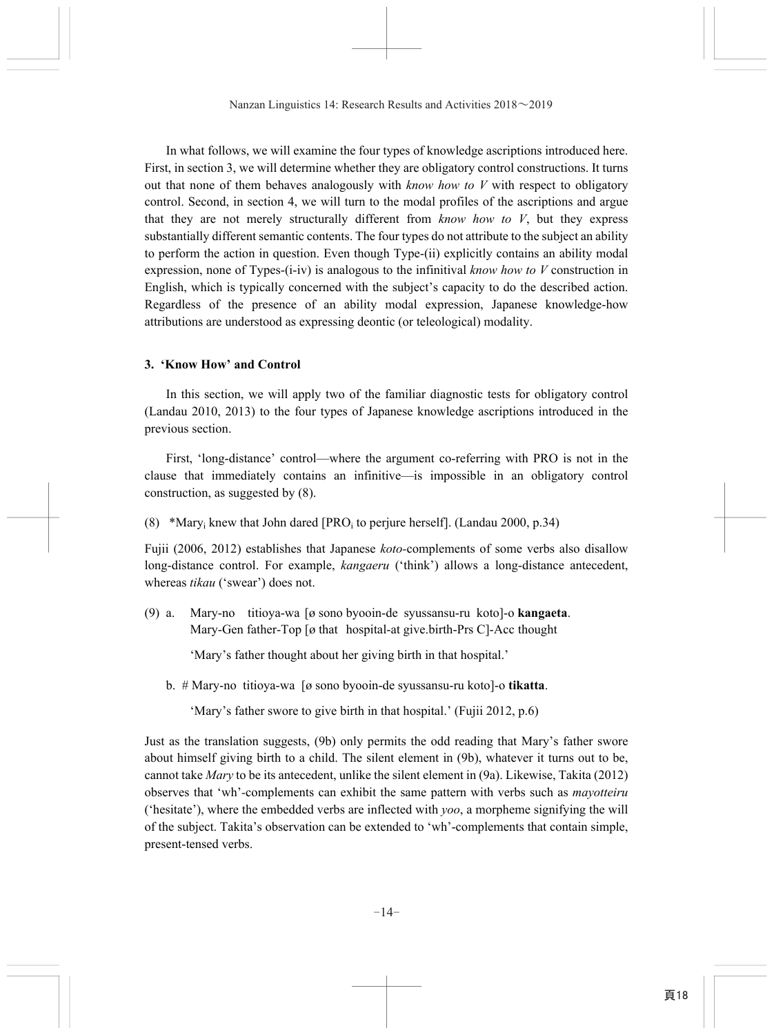In what follows, we will examine the four types of knowledge ascriptions introduced here. First, in section 3, we will determine whether they are obligatory control constructions. It turns out that none of them behaves analogously with *know how to V* with respect to obligatory control. Second, in section 4, we will turn to the modal profiles of the ascriptions and argue that they are not merely structurally different from *know how to V*, but they express substantially different semantic contents. The four types do not attribute to the subject an ability to perform the action in question. Even though Type-(ii) explicitly contains an ability modal expression, none of Types-(i-iv) is analogous to the infinitival *know how to V* construction in English, which is typically concerned with the subject's capacity to do the described action. Regardless of the presence of an ability modal expression, Japanese knowledge-how attributions are understood as expressing deontic (or teleological) modality.

### 3. 'Know How' and Control

In this section, we will apply two of the familiar diagnostic tests for obligatory control (Landau 2010, 2013) to the four types of Japanese knowledge ascriptions introduced in the previous section.

First, 'long-distance' control—where the argument co-referring with PRO is not in the clause that immediately contains an infinitive—is impossible in an obligatory control construction, as suggested by (8).

(8) \*Mary$_i$ knew that John dared [PRO$_i$ to perjure herself]. (Landau 2000, p.34)

Fujii (2006, 2012) establishes that Japanese *koto*-complements of some verbs also disallow long-distance control. For example, *kangaeru* ('think') allows a long-distance antecedent, whereas *tikau* ('swear') does not.

(9) a. Mary-no titioya-wa [ø sono byooin-de syussansu-ru koto]-o **kangaeta**.
Mary-Gen father-Top [ø that hospital-at give.birth-Prs C]-Acc thought

'Mary's father thought about her giving birth in that hospital.'

b. # Mary-no titioya-wa [ø sono byooin-de syussansu-ru koto]-o **tikatta**.

'Mary's father swore to give birth in that hospital.' (Fujii 2012, p.6)

Just as the translation suggests, (9b) only permits the odd reading that Mary's father swore about himself giving birth to a child. The silent element in (9b), whatever it turns out to be, cannot take *Mary* to be its antecedent, unlike the silent element in (9a). Likewise, Takita (2012) observes that 'wh'-complements can exhibit the same pattern with verbs such as *mayotteiru* ('hesitate'), where the embedded verbs are inflected with *yoo*, a morpheme signifying the will of the subject. Takita's observation can be extended to 'wh'-complements that contain simple, present-tensed verbs.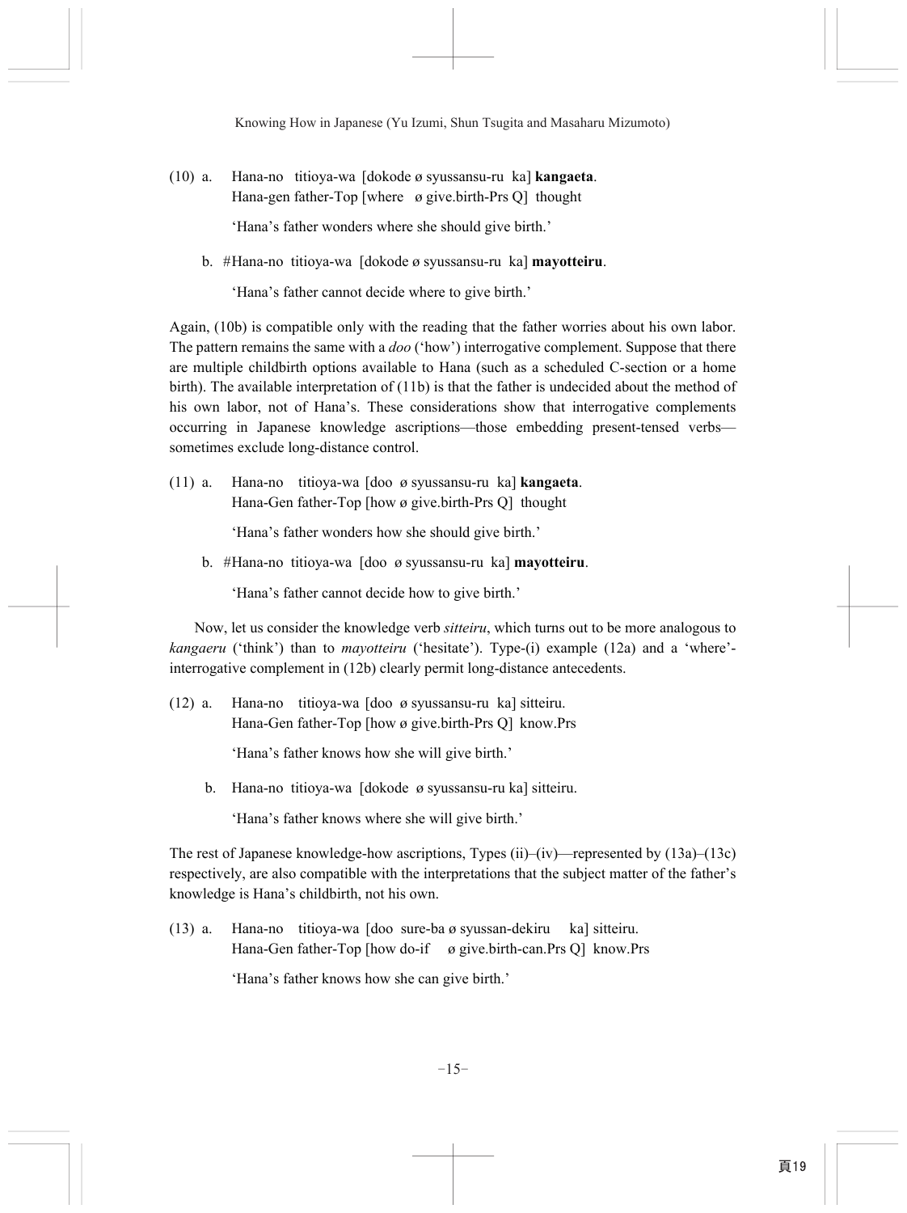(10) a. Hana-no titioya-wa [dokode ø syussansu-ru ka] **kangaeta**.
Hana-gen father-Top [where ø give.birth-Prs Q] thought

'Hana's father wonders where she should give birth.'

b. #Hana-no titioya-wa [dokode ø syussansu-ru ka] **mayotteiru**.

'Hana's father cannot decide where to give birth.'

Again, (10b) is compatible only with the reading that the father worries about his own labor. The pattern remains the same with a *doo* ('how') interrogative complement. Suppose that there are multiple childbirth options available to Hana (such as a scheduled C-section or a home birth). The available interpretation of (11b) is that the father is undecided about the method of his own labor, not of Hana's. These considerations show that interrogative complements occurring in Japanese knowledge ascriptions—those embedding present-tensed verbs—sometimes exclude long-distance control.

(11) a. Hana-no titioya-wa [doo ø syussansu-ru ka] **kangaeta**.
Hana-Gen father-Top [how ø give.birth-Prs Q] thought

'Hana's father wonders how she should give birth.'

b. #Hana-no titioya-wa [doo ø syussansu-ru ka] **mayotteiru**.

'Hana's father cannot decide how to give birth.'

Now, let us consider the knowledge verb *sitteiru*, which turns out to be more analogous to *kangaeru* ('think') than to *mayotteiru* ('hesitate'). Type-(i) example (12a) and a 'where'-interrogative complement in (12b) clearly permit long-distance antecedents.

(12) a. Hana-no titioya-wa [doo ø syussansu-ru ka] sitteiru.
Hana-Gen father-Top [how ø give.birth-Prs Q] know.Prs

'Hana's father knows how she will give birth.'

b. Hana-no titioya-wa [dokode ø syussansu-ru ka] sitteiru.

'Hana's father knows where she will give birth.'

The rest of Japanese knowledge-how ascriptions, Types (ii)–(iv)—represented by (13a)–(13c) respectively, are also compatible with the interpretations that the subject matter of the father's knowledge is Hana's childbirth, not his own.

(13) a. Hana-no titioya-wa [doo sure-ba ø syussan-dekiru ka] sitteiru.
Hana-Gen father-Top [how do-if ø give.birth-can.Prs Q] know.Prs

'Hana's father knows how she can give birth.'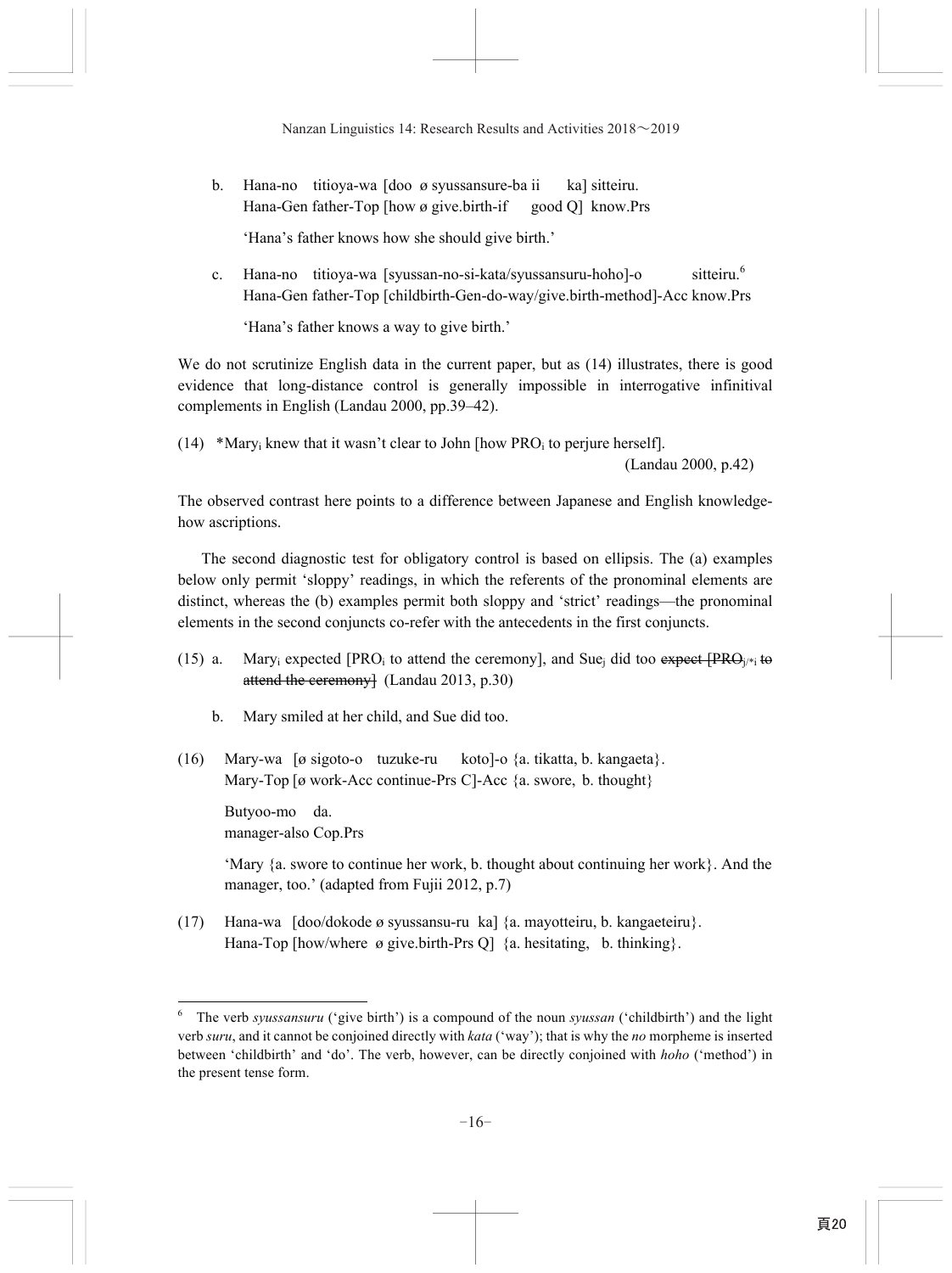b. Hana-no titioya-wa [doo ø syussansure-ba ii ka] sitteiru.
   Hana-Gen father-Top [how ø give.birth-if good Q] know.Prs

   'Hana's father knows how she should give birth.'

c. Hana-no titioya-wa [syussan-no-si-kata/syussansuru-hoho]-o sitteiru.[6]
   Hana-Gen father-Top [childbirth-Gen-do-way/give.birth-method]-Acc know.Prs

   'Hana's father knows a way to give birth.'

We do not scrutinize English data in the current paper, but as (14) illustrates, there is good evidence that long-distance control is generally impossible in interrogative infinitival complements in English (Landau 2000, pp.39–42).

(14) *Mary$_i$ knew that it wasn't clear to John [how PRO$_i$ to perjure herself].
(Landau 2000, p.42)

The observed contrast here points to a difference between Japanese and English knowledge-how ascriptions.

The second diagnostic test for obligatory control is based on ellipsis. The (a) examples below only permit 'sloppy' readings, in which the referents of the pronominal elements are distinct, whereas the (b) examples permit both sloppy and 'strict' readings—the pronominal elements in the second conjuncts co-refer with the antecedents in the first conjuncts.

(15) a. Mary$_i$ expected [PRO$_i$ to attend the ceremony], and Sue$_j$ did too ~~expect [PRO$_{j/*i}$ to attend the ceremony]~~ (Landau 2013, p.30)

b. Mary smiled at her child, and Sue did too.

(16) Mary-wa [ø sigoto-o tuzuke-ru koto]-o {a. tikatta, b. kangaeta}.
Mary-Top [ø work-Acc continue-Prs C]-Acc {a. swore, b. thought}

Butyoo-mo da.
manager-also Cop.Prs

'Mary {a. swore to continue her work, b. thought about continuing her work}. And the manager, too.' (adapted from Fujii 2012, p.7)

(17) Hana-wa [doo/dokode ø syussansu-ru ka] {a. mayotteiru, b. kangaeteiru}.
Hana-Top [how/where ø give.birth-Prs Q] {a. hesitating, b. thinking}.

---

[6] The verb *syussansuru* ('give birth') is a compound of the noun *syussan* ('childbirth') and the light verb *suru*, and it cannot be conjoined directly with *kata* ('way'); that is why the *no* morpheme is inserted between 'childbirth' and 'do'. The verb, however, can be directly conjoined with *hoho* ('method') in the present tense form.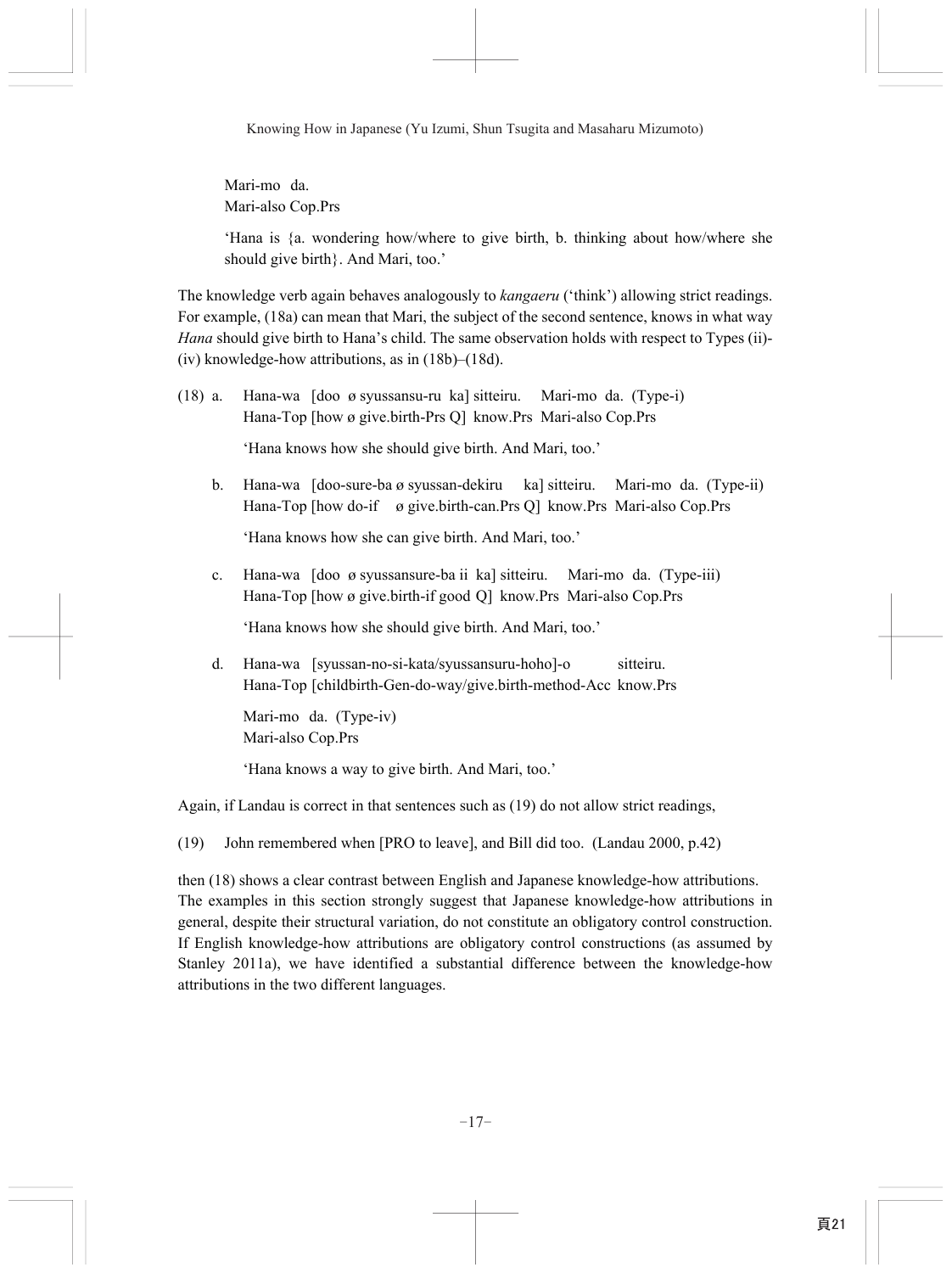Mari-mo da.  
Mari-also Cop.Prs

‘Hana is {a. wondering how/where to give birth, b. thinking about how/where she should give birth}. And Mari, too.’

The knowledge verb again behaves analogously to *kangaeru* (‘think’) allowing strict readings. For example, (18a) can mean that Mari, the subject of the second sentence, knows in what way *Hana* should give birth to Hana’s child. The same observation holds with respect to Types (ii)-(iv) knowledge-how attributions, as in (18b)–(18d).

(18) a. Hana-wa [doo ø syussansu-ru ka] sitteiru. Mari-mo da. (Type-i)  
Hana-Top [how ø give.birth-Prs Q] know.Prs Mari-also Cop.Prs

‘Hana knows how she should give birth. And Mari, too.’

b. Hana-wa [doo-sure-ba ø syussan-dekiru ka] sitteiru. Mari-mo da. (Type-ii)  
Hana-Top [how do-if ø give.birth-can.Prs Q] know.Prs Mari-also Cop.Prs

‘Hana knows how she can give birth. And Mari, too.’

c. Hana-wa [doo ø syussansure-ba ii ka] sitteiru. Mari-mo da. (Type-iii)  
Hana-Top [how ø give.birth-if good Q] know.Prs Mari-also Cop.Prs

‘Hana knows how she should give birth. And Mari, too.’

d. Hana-wa [syussan-no-si-kata/syussansuru-hoho]-o sitteiru.  
Hana-Top [childbirth-Gen-do-way/give.birth-method-Acc know.Prs

Mari-mo da. (Type-iv)  
Mari-also Cop.Prs

‘Hana knows a way to give birth. And Mari, too.’

Again, if Landau is correct in that sentences such as (19) do not allow strict readings,

(19) John remembered when [PRO to leave], and Bill did too. (Landau 2000, p.42)

then (18) shows a clear contrast between English and Japanese knowledge-how attributions. The examples in this section strongly suggest that Japanese knowledge-how attributions in general, despite their structural variation, do not constitute an obligatory control construction. If English knowledge-how attributions are obligatory control constructions (as assumed by Stanley 2011a), we have identified a substantial difference between the knowledge-how attributions in the two different languages.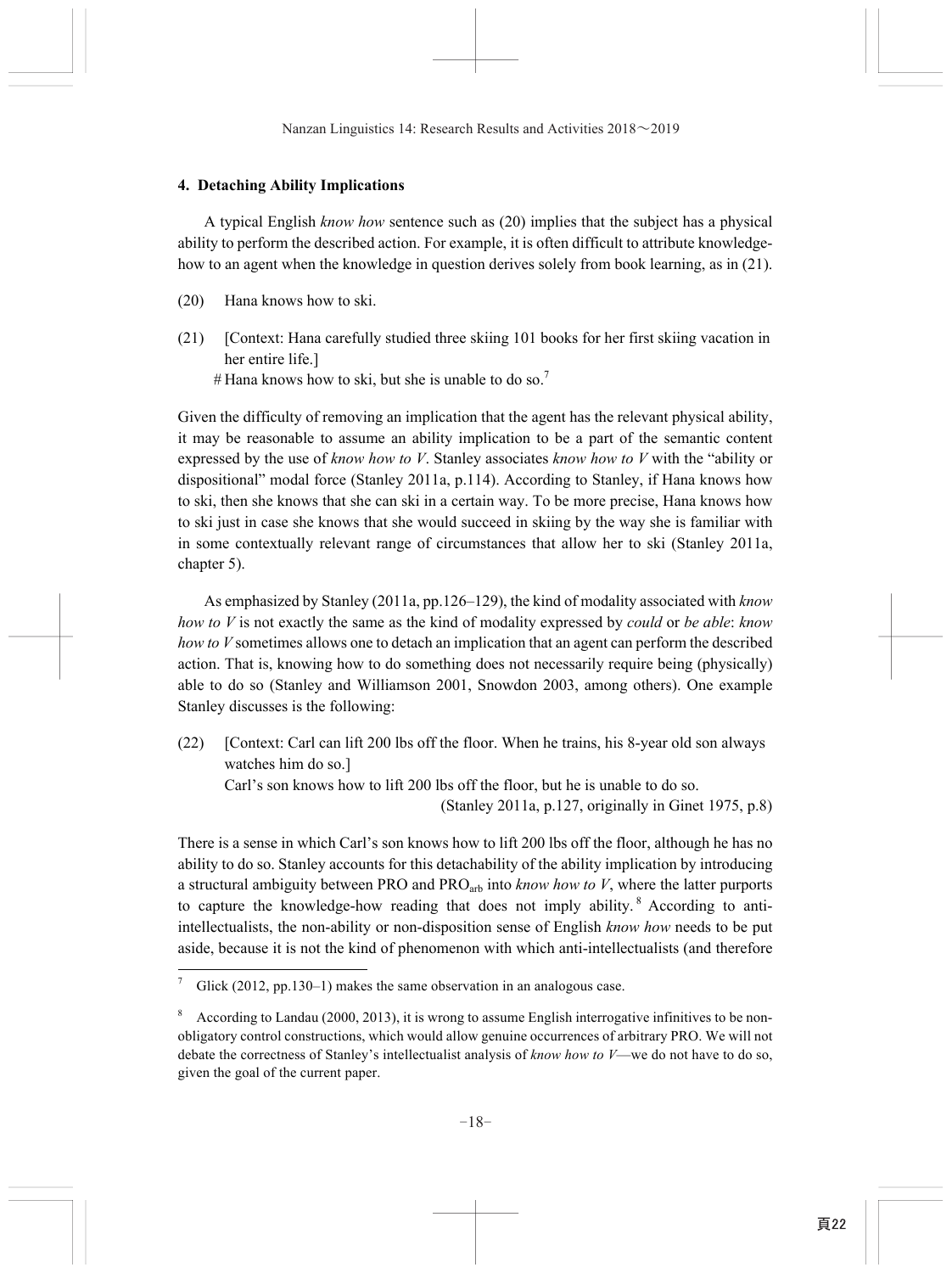## 4. Detaching Ability Implications

A typical English *know how* sentence such as (20) implies that the subject has a physical ability to perform the described action. For example, it is often difficult to attribute knowledge-how to an agent when the knowledge in question derives solely from book learning, as in (21).

(20) Hana knows how to ski.

(21) [Context: Hana carefully studied three skiing 101 books for her first skiing vacation in her entire life.]
# Hana knows how to ski, but she is unable to do so.[7]

Given the difficulty of removing an implication that the agent has the relevant physical ability, it may be reasonable to assume an ability implication to be a part of the semantic content expressed by the use of *know how to V*. Stanley associates *know how to V* with the "ability or dispositional" modal force (Stanley 2011a, p.114). According to Stanley, if Hana knows how to ski, then she knows that she can ski in a certain way. To be more precise, Hana knows how to ski just in case she knows that she would succeed in skiing by the way she is familiar with in some contextually relevant range of circumstances that allow her to ski (Stanley 2011a, chapter 5).

As emphasized by Stanley (2011a, pp.126–129), the kind of modality associated with *know how to V* is not exactly the same as the kind of modality expressed by *could* or *be able*: *know how to V* sometimes allows one to detach an implication that an agent can perform the described action. That is, knowing how to do something does not necessarily require being (physically) able to do so (Stanley and Williamson 2001, Snowdon 2003, among others). One example Stanley discusses is the following:

(22) [Context: Carl can lift 200 lbs off the floor. When he trains, his 8-year old son always watches him do so.]
Carl's son knows how to lift 200 lbs off the floor, but he is unable to do so.
(Stanley 2011a, p.127, originally in Ginet 1975, p.8)

There is a sense in which Carl's son knows how to lift 200 lbs off the floor, although he has no ability to do so. Stanley accounts for this detachability of the ability implication by introducing a structural ambiguity between PRO and $\text{PRO}_{\text{arb}}$ into *know how to V*, where the latter purports to capture the knowledge-how reading that does not imply ability.[8] According to anti-intellectualists, the non-ability or non-disposition sense of English *know how* needs to be put aside, because it is not the kind of phenomenon with which anti-intellectualists (and therefore

---

[7] Glick (2012, pp.130–1) makes the same observation in an analogous case.

[8] According to Landau (2000, 2013), it is wrong to assume English interrogative infinitives to be non-obligatory control constructions, which would allow genuine occurrences of arbitrary PRO. We will not debate the correctness of Stanley's intellectualist analysis of *know how to V*—we do not have to do so, given the goal of the current paper.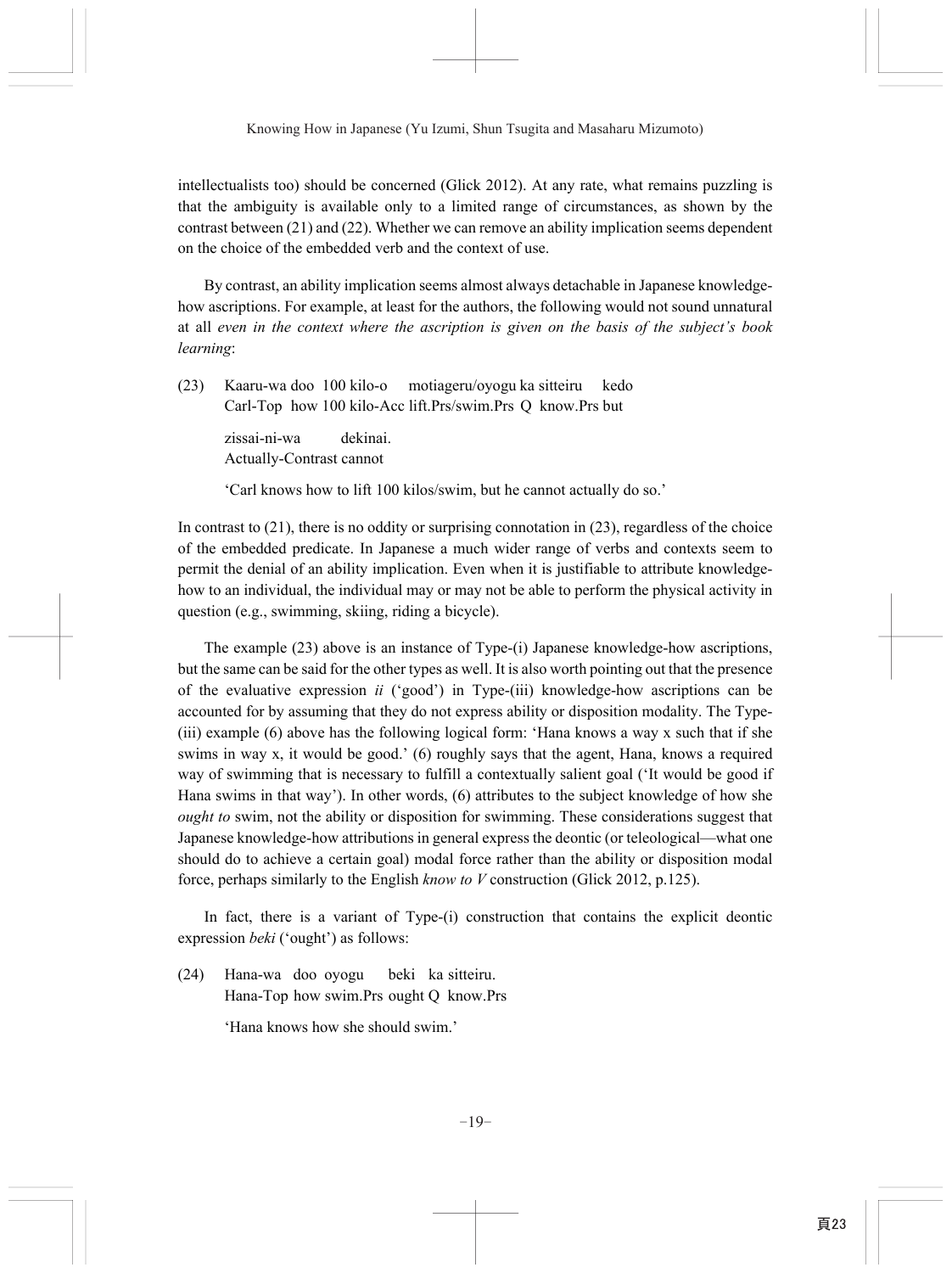intellectualists too) should be concerned (Glick 2012). At any rate, what remains puzzling is that the ambiguity is available only to a limited range of circumstances, as shown by the contrast between (21) and (22). Whether we can remove an ability implication seems dependent on the choice of the embedded verb and the context of use.

By contrast, an ability implication seems almost always detachable in Japanese knowledge-how ascriptions. For example, at least for the authors, the following would not sound unnatural at all *even in the context where the ascription is given on the basis of the subject's book learning*:

(23) Kaaru-wa doo 100 kilo-o motiageru/oyogu ka sitteiru kedo
Carl-Top how 100 kilo-Acc lift.Prs/swim.Prs Q know.Prs but

zissai-ni-wa dekinai.
Actually-Contrast cannot

'Carl knows how to lift 100 kilos/swim, but he cannot actually do so.'

In contrast to (21), there is no oddity or surprising connotation in (23), regardless of the choice of the embedded predicate. In Japanese a much wider range of verbs and contexts seem to permit the denial of an ability implication. Even when it is justifiable to attribute knowledge-how to an individual, the individual may or may not be able to perform the physical activity in question (e.g., swimming, skiing, riding a bicycle).

The example (23) above is an instance of Type-(i) Japanese knowledge-how ascriptions, but the same can be said for the other types as well. It is also worth pointing out that the presence of the evaluative expression *ii* ('good') in Type-(iii) knowledge-how ascriptions can be accounted for by assuming that they do not express ability or disposition modality. The Type-(iii) example (6) above has the following logical form: 'Hana knows a way x such that if she swims in way x, it would be good.' (6) roughly says that the agent, Hana, knows a required way of swimming that is necessary to fulfill a contextually salient goal ('It would be good if Hana swims in that way'). In other words, (6) attributes to the subject knowledge of how she *ought to* swim, not the ability or disposition for swimming. These considerations suggest that Japanese knowledge-how attributions in general express the deontic (or teleological—what one should do to achieve a certain goal) modal force rather than the ability or disposition modal force, perhaps similarly to the English *know to V* construction (Glick 2012, p.125).

In fact, there is a variant of Type-(i) construction that contains the explicit deontic expression *beki* ('ought') as follows:

(24) Hana-wa doo oyogu beki ka sitteiru.
Hana-Top how swim.Prs ought Q know.Prs

'Hana knows how she should swim.'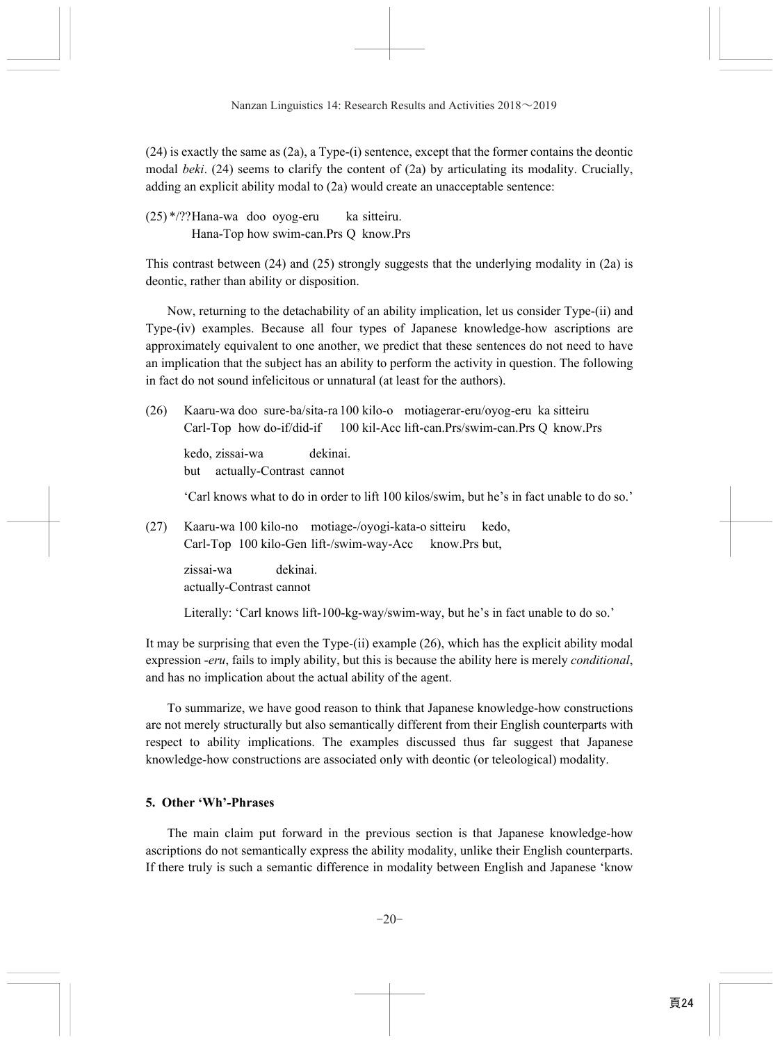(24) is exactly the same as (2a), a Type-(i) sentence, except that the former contains the deontic modal *beki*. (24) seems to clarify the content of (2a) by articulating its modality. Crucially, adding an explicit ability modal to (2a) would create an unacceptable sentence:

(25) */??Hana-wa doo oyog-eru ka sitteiru.
Hana-Top how swim-can.Prs Q know.Prs

This contrast between (24) and (25) strongly suggests that the underlying modality in (2a) is deontic, rather than ability or disposition.

Now, returning to the detachability of an ability implication, let us consider Type-(ii) and Type-(iv) examples. Because all four types of Japanese knowledge-how ascriptions are approximately equivalent to one another, we predict that these sentences do not need to have an implication that the subject has an ability to perform the activity in question. The following in fact do not sound infelicitous or unnatural (at least for the authors).

(26) Kaaru-wa doo sure-ba/sita-ra 100 kilo-o motiagerar-eru/oyog-eru ka sitteiru
Carl-Top how do-if/did-if 100 kil-Acc lift-can.Prs/swim-can.Prs Q know.Prs

kedo, zissai-wa dekinai.
but actually-Contrast cannot

'Carl knows what to do in order to lift 100 kilos/swim, but he's in fact unable to do so.'

(27) Kaaru-wa 100 kilo-no motiage-/oyogi-kata-o sitteiru kedo,
Carl-Top 100 kilo-Gen lift-/swim-way-Acc know.Prs but,

zissai-wa dekinai.
actually-Contrast cannot

Literally: 'Carl knows lift-100-kg-way/swim-way, but he's in fact unable to do so.'

It may be surprising that even the Type-(ii) example (26), which has the explicit ability modal expression -*eru*, fails to imply ability, but this is because the ability here is merely *conditional*, and has no implication about the actual ability of the agent.

To summarize, we have good reason to think that Japanese knowledge-how constructions are not merely structurally but also semantically different from their English counterparts with respect to ability implications. The examples discussed thus far suggest that Japanese knowledge-how constructions are associated only with deontic (or teleological) modality.

## 5. Other 'Wh'-Phrases

The main claim put forward in the previous section is that Japanese knowledge-how ascriptions do not semantically express the ability modality, unlike their English counterparts. If there truly is such a semantic difference in modality between English and Japanese 'know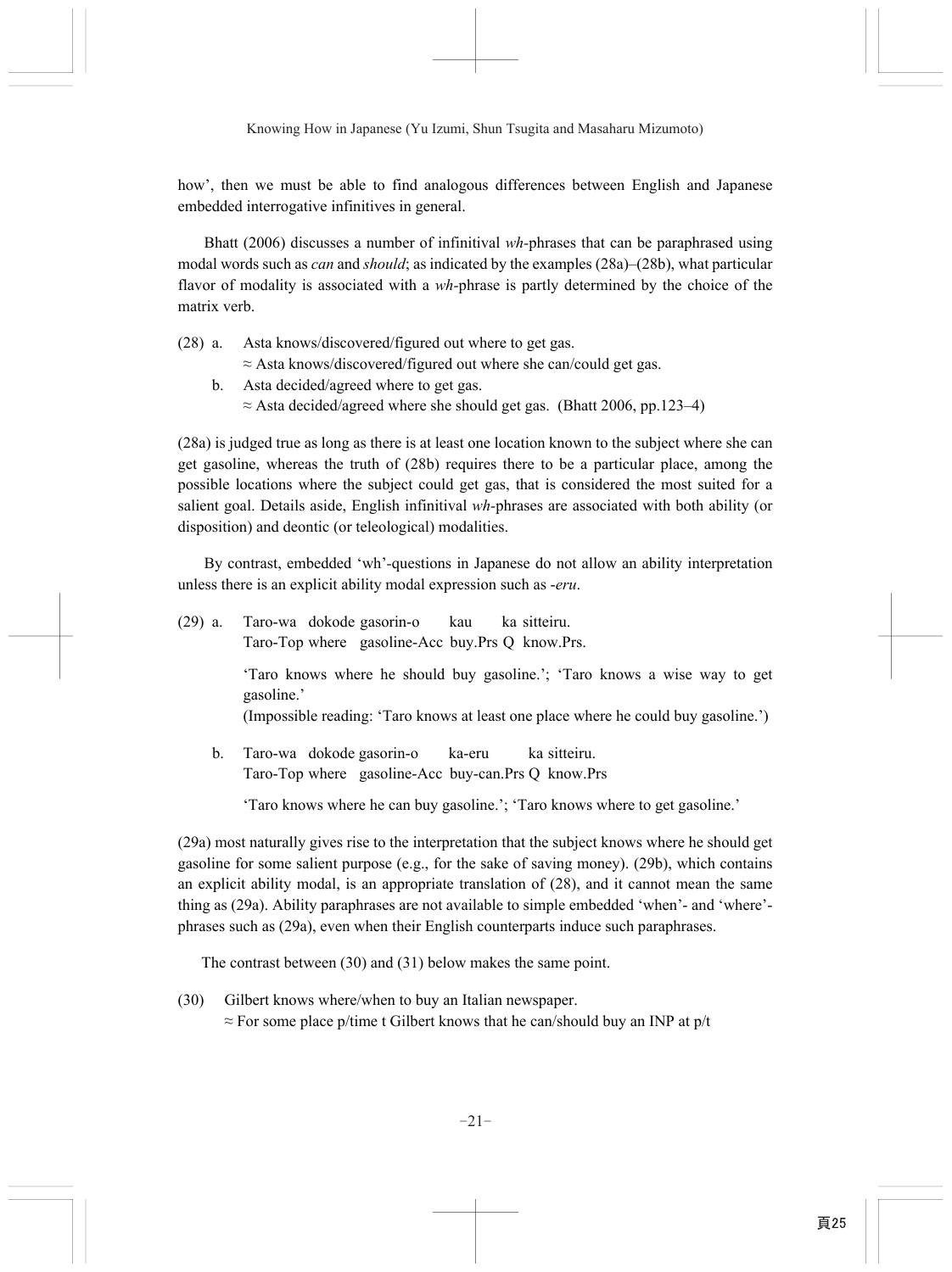how', then we must be able to find analogous differences between English and Japanese embedded interrogative infinitives in general.

Bhatt (2006) discusses a number of infinitival *wh*-phrases that can be paraphrased using modal words such as *can* and *should*; as indicated by the examples (28a)–(28b), what particular flavor of modality is associated with a *wh*-phrase is partly determined by the choice of the matrix verb.

(28) a. Asta knows/discovered/figured out where to get gas.
≈ Asta knows/discovered/figured out where she can/could get gas.

b. Asta decided/agreed where to get gas.
≈ Asta decided/agreed where she should get gas. (Bhatt 2006, pp.123–4)

(28a) is judged true as long as there is at least one location known to the subject where she can get gasoline, whereas the truth of (28b) requires there to be a particular place, among the possible locations where the subject could get gas, that is considered the most suited for a salient goal. Details aside, English infinitival *wh*-phrases are associated with both ability (or disposition) and deontic (or teleological) modalities.

By contrast, embedded 'wh'-questions in Japanese do not allow an ability interpretation unless there is an explicit ability modal expression such as *-eru*.

(29) a. Taro-wa dokode gasorin-o kau ka sitteiru.
Taro-Top where gasoline-Acc buy.Prs Q know.Prs.

'Taro knows where he should buy gasoline.'; 'Taro knows a wise way to get gasoline.'
(Impossible reading: 'Taro knows at least one place where he could buy gasoline.')

b. Taro-wa dokode gasorin-o ka-eru ka sitteiru.
Taro-Top where gasoline-Acc buy-can.Prs Q know.Prs

'Taro knows where he can buy gasoline.'; 'Taro knows where to get gasoline.'

(29a) most naturally gives rise to the interpretation that the subject knows where he should get gasoline for some salient purpose (e.g., for the sake of saving money). (29b), which contains an explicit ability modal, is an appropriate translation of (28), and it cannot mean the same thing as (29a). Ability paraphrases are not available to simple embedded 'when'- and 'where'-phrases such as (29a), even when their English counterparts induce such paraphrases.

The contrast between (30) and (31) below makes the same point.

(30) Gilbert knows where/when to buy an Italian newspaper.
≈ For some place p/time t Gilbert knows that he can/should buy an INP at p/t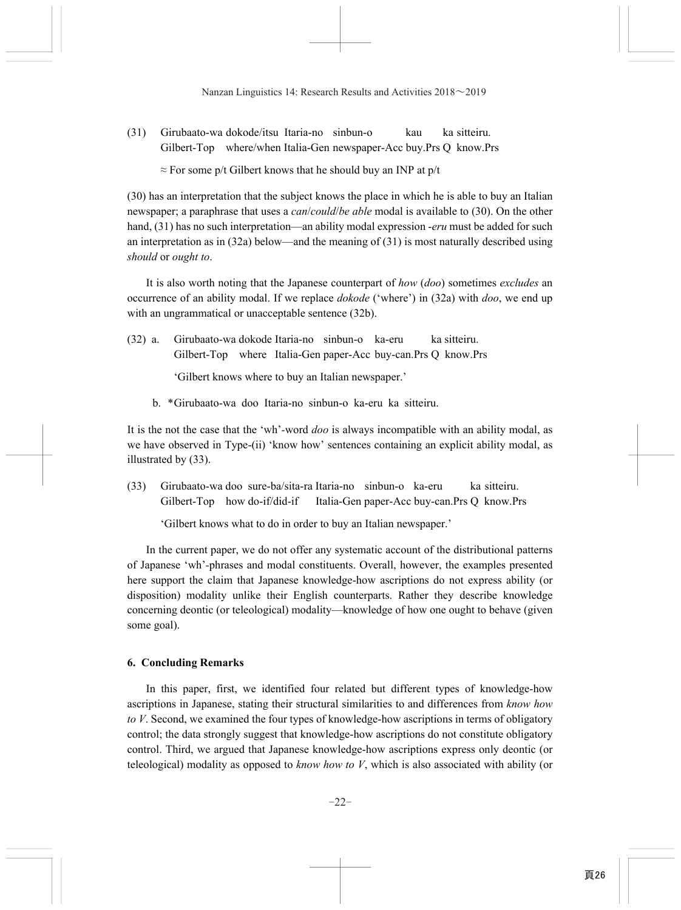(31) Girubaato-wa dokode/itsu Itaria-no sinbun-o kau ka sitteiru.
Gilbert-Top where/when Italia-Gen newspaper-Acc buy.Prs Q know.Prs

≈ For some p/t Gilbert knows that he should buy an INP at p/t

(30) has an interpretation that the subject knows the place in which he is able to buy an Italian newspaper; a paraphrase that uses a *can*/*could*/*be able* modal is available to (30). On the other hand, (31) has no such interpretation—an ability modal expression -*eru* must be added for such an interpretation as in (32a) below—and the meaning of (31) is most naturally described using *should* or *ought to*.

It is also worth noting that the Japanese counterpart of *how* (*doo*) sometimes *excludes* an occurrence of an ability modal. If we replace *dokode* ('where') in (32a) with *doo*, we end up with an ungrammatical or unacceptable sentence (32b).

(32) a. Girubaato-wa dokode Itaria-no sinbun-o ka-eru ka sitteiru.
Gilbert-Top where Italia-Gen paper-Acc buy-can.Prs Q know.Prs

'Gilbert knows where to buy an Italian newspaper.'

b. *Girubaato-wa doo Itaria-no sinbun-o ka-eru ka sitteiru.

It is the not the case that the 'wh'-word *doo* is always incompatible with an ability modal, as we have observed in Type-(ii) 'know how' sentences containing an explicit ability modal, as illustrated by (33).

(33) Girubaato-wa doo sure-ba/sita-ra Itaria-no sinbun-o ka-eru ka sitteiru.
Gilbert-Top how do-if/did-if Italia-Gen paper-Acc buy-can.Prs Q know.Prs

'Gilbert knows what to do in order to buy an Italian newspaper.'

In the current paper, we do not offer any systematic account of the distributional patterns of Japanese 'wh'-phrases and modal constituents. Overall, however, the examples presented here support the claim that Japanese knowledge-how ascriptions do not express ability (or disposition) modality unlike their English counterparts. Rather they describe knowledge concerning deontic (or teleological) modality—knowledge of how one ought to behave (given some goal).

### 6. Concluding Remarks

In this paper, first, we identified four related but different types of knowledge-how ascriptions in Japanese, stating their structural similarities to and differences from *know how to V*. Second, we examined the four types of knowledge-how ascriptions in terms of obligatory control; the data strongly suggest that knowledge-how ascriptions do not constitute obligatory control. Third, we argued that Japanese knowledge-how ascriptions express only deontic (or teleological) modality as opposed to *know how to V*, which is also associated with ability (or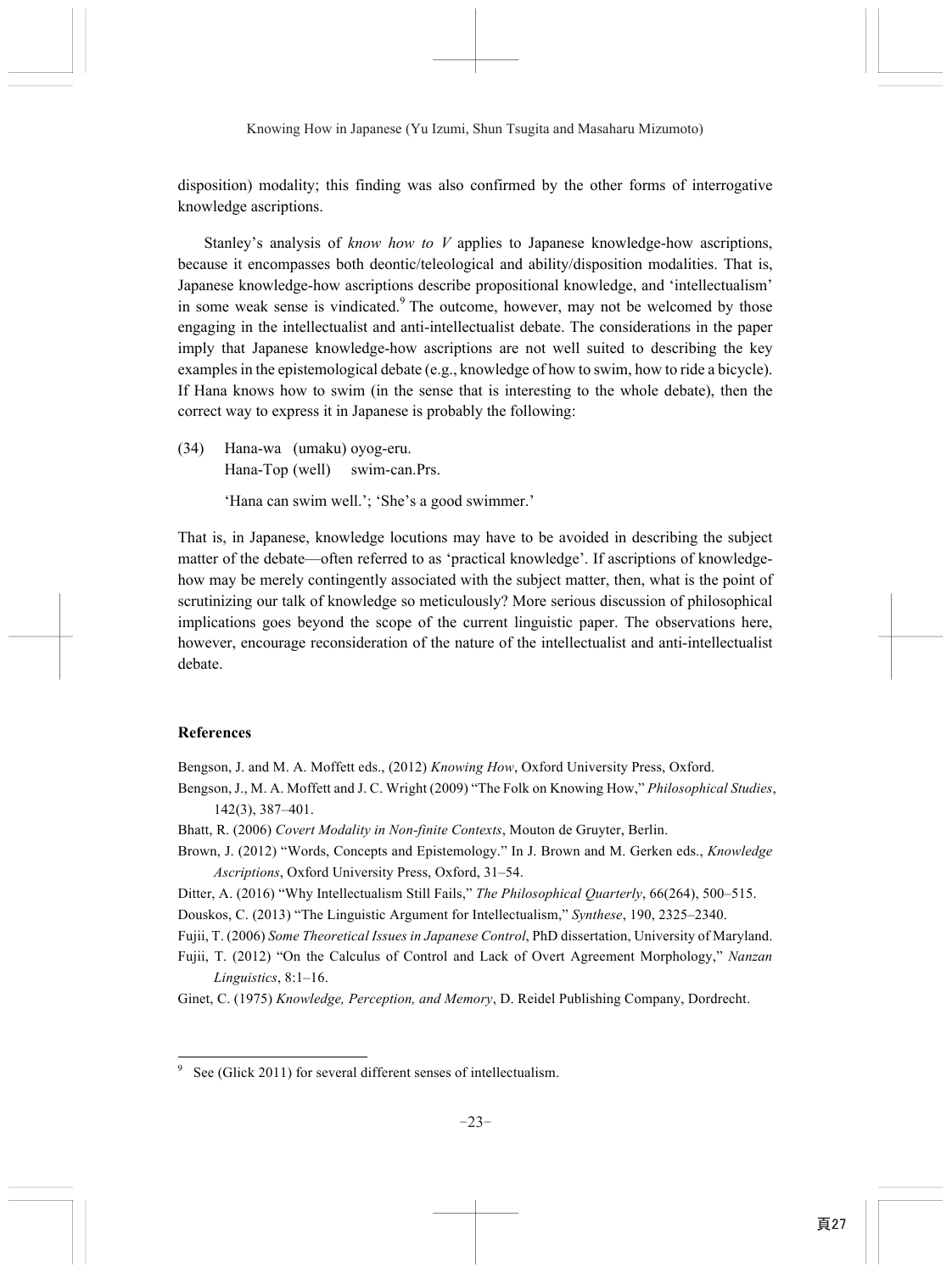disposition) modality; this finding was also confirmed by the other forms of interrogative knowledge ascriptions.

Stanley's analysis of *know how to V* applies to Japanese knowledge-how ascriptions, because it encompasses both deontic/teleological and ability/disposition modalities. That is, Japanese knowledge-how ascriptions describe propositional knowledge, and 'intellectualism' in some weak sense is vindicated.[9] The outcome, however, may not be welcomed by those engaging in the intellectualist and anti-intellectualist debate. The considerations in the paper imply that Japanese knowledge-how ascriptions are not well suited to describing the key examples in the epistemological debate (e.g., knowledge of how to swim, how to ride a bicycle). If Hana knows how to swim (in the sense that is interesting to the whole debate), then the correct way to express it in Japanese is probably the following:

(34) Hana-wa (umaku) oyog-eru.
Hana-Top (well) swim-can.Prs.

'Hana can swim well.'; 'She's a good swimmer.'

That is, in Japanese, knowledge locutions may have to be avoided in describing the subject matter of the debate—often referred to as 'practical knowledge'. If ascriptions of knowledge-how may be merely contingently associated with the subject matter, then, what is the point of scrutinizing our talk of knowledge so meticulously? More serious discussion of philosophical implications goes beyond the scope of the current linguistic paper. The observations here, however, encourage reconsideration of the nature of the intellectualist and anti-intellectualist debate.

## References

Bengson, J. and M. A. Moffett eds., (2012) *Knowing How*, Oxford University Press, Oxford.

Bengson, J., M. A. Moffett and J. C. Wright (2009) "The Folk on Knowing How," *Philosophical Studies*, 142(3), 387–401.

Bhatt, R. (2006) *Covert Modality in Non-finite Contexts*, Mouton de Gruyter, Berlin.

Brown, J. (2012) "Words, Concepts and Epistemology." In J. Brown and M. Gerken eds., *Knowledge Ascriptions*, Oxford University Press, Oxford, 31–54.

Ditter, A. (2016) "Why Intellectualism Still Fails," *The Philosophical Quarterly*, 66(264), 500–515.

Douskos, C. (2013) "The Linguistic Argument for Intellectualism," *Synthese*, 190, 2325–2340.

Fujii, T. (2006) *Some Theoretical Issues in Japanese Control*, PhD dissertation, University of Maryland.

Fujii, T. (2012) "On the Calculus of Control and Lack of Overt Agreement Morphology," *Nanzan Linguistics*, 8:1–16.

Ginet, C. (1975) *Knowledge, Perception, and Memory*, D. Reidel Publishing Company, Dordrecht.

---

[9] See (Glick 2011) for several different senses of intellectualism.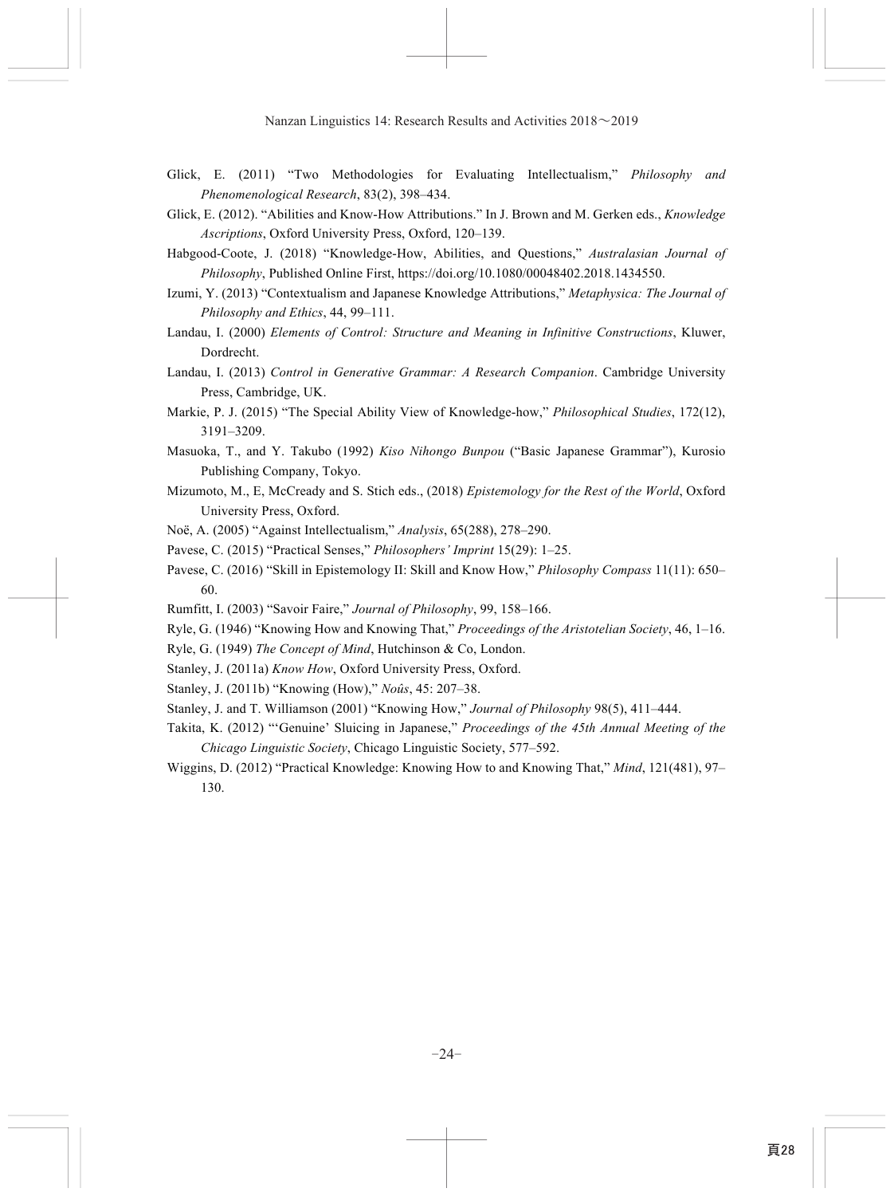Glick, E. (2011) "Two Methodologies for Evaluating Intellectualism," *Philosophy and Phenomenological Research*, 83(2), 398–434.

Glick, E. (2012). "Abilities and Know-How Attributions." In J. Brown and M. Gerken eds., *Knowledge Ascriptions*, Oxford University Press, Oxford, 120–139.

Habgood-Coote, J. (2018) "Knowledge-How, Abilities, and Questions," *Australasian Journal of Philosophy*, Published Online First, https://doi.org/10.1080/00048402.2018.1434550.

Izumi, Y. (2013) "Contextualism and Japanese Knowledge Attributions," *Metaphysica: The Journal of Philosophy and Ethics*, 44, 99–111.

Landau, I. (2000) *Elements of Control: Structure and Meaning in Infinitive Constructions*, Kluwer, Dordrecht.

Landau, I. (2013) *Control in Generative Grammar: A Research Companion*. Cambridge University Press, Cambridge, UK.

Markie, P. J. (2015) "The Special Ability View of Knowledge-how," *Philosophical Studies*, 172(12), 3191–3209.

Masuoka, T., and Y. Takubo (1992) *Kiso Nihongo Bunpou* ("Basic Japanese Grammar"), Kurosio Publishing Company, Tokyo.

Mizumoto, M., E, McCready and S. Stich eds., (2018) *Epistemology for the Rest of the World*, Oxford University Press, Oxford.

Noë, A. (2005) "Against Intellectualism," *Analysis*, 65(288), 278–290.

Pavese, C. (2015) "Practical Senses," *Philosophers' Imprint* 15(29): 1–25.

Pavese, C. (2016) "Skill in Epistemology II: Skill and Know How," *Philosophy Compass* 11(11): 650–60.

Rumfitt, I. (2003) "Savoir Faire," *Journal of Philosophy*, 99, 158–166.

Ryle, G. (1946) "Knowing How and Knowing That," *Proceedings of the Aristotelian Society*, 46, 1–16.

Ryle, G. (1949) *The Concept of Mind*, Hutchinson & Co, London.

Stanley, J. (2011a) *Know How*, Oxford University Press, Oxford.

Stanley, J. (2011b) "Knowing (How)," *Noûs*, 45: 207–38.

Stanley, J. and T. Williamson (2001) "Knowing How," *Journal of Philosophy* 98(5), 411–444.

Takita, K. (2012) "'Genuine' Sluicing in Japanese," *Proceedings of the 45th Annual Meeting of the Chicago Linguistic Society*, Chicago Linguistic Society, 577–592.

Wiggins, D. (2012) "Practical Knowledge: Knowing How to and Knowing That," *Mind*, 121(481), 97–130.